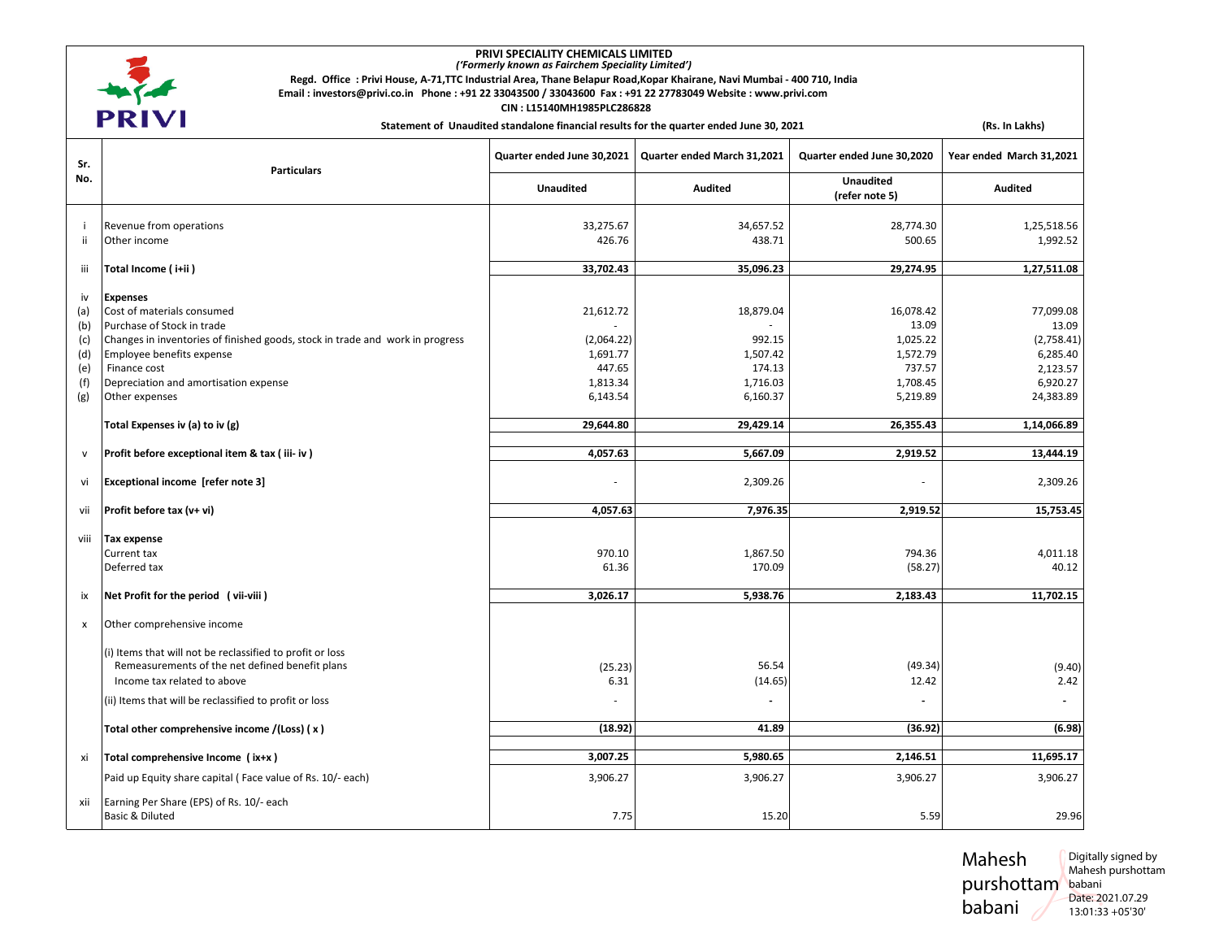# PRIVI SPECIALITY CHEMICALS LIMITED

*('Formerly known as Fairchem Speciality Limited')*

**Regd. Office : Privi House, A-71,TTC Industrial Area, Thane Belapur Road,Kopar Khairane, Navi Mumbai - 400 710, India**

**Email : investors@privi.co.in Phone : +91 22 33043500 / 33043600 Fax : +91 22 27783049 Website : www.privi.com**

**CIN : L15140MH1985PLC286828**

**Statement of Unaudited standalone financial results for the quarter ended June 30, 2021** **(Rs. In Lakhs)**

| Sr. No. | Particulars | Quarter ended June 30,2021 | Quarter ended March 31,2021 | Quarter ended June 30,2020 | Year ended March 31,2021 |
|---|---|---|---|---|---|
| | | Unaudited | Audited | Unaudited (refer note 5) | Audited |
| i | Revenue from operations | 33,275.67 | 34,657.52 | 28,774.30 | 1,25,518.56 |
| ii | Other income | 426.76 | 438.71 | 500.65 | 1,992.52 |
| iii | **Total Income ( i+ii )** | **33,702.43** | **35,096.23** | **29,274.95** | **1,27,511.08** |
| iv | **Expenses** | | | | |
| (a) | Cost of materials consumed | 21,612.72 | 18,879.04 | 16,078.42 | 77,099.08 |
| (b) | Purchase of Stock in trade | - | - | 13.09 | 13.09 |
| (c) | Changes in inventories of finished goods, stock in trade and work in progress | (2,064.22) | 992.15 | 1,025.22 | (2,758.41) |
| (d) | Employee benefits expense | 1,691.77 | 1,507.42 | 1,572.79 | 6,285.40 |
| (e) | Finance cost | 447.65 | 174.13 | 737.57 | 2,123.57 |
| (f) | Depreciation and amortisation expense | 1,813.34 | 1,716.03 | 1,708.45 | 6,920.27 |
| (g) | Other expenses | 6,143.54 | 6,160.37 | 5,219.89 | 24,383.89 |
| | **Total Expenses iv (a) to iv (g)** | **29,644.80** | **29,429.14** | **26,355.43** | **1,14,066.89** |
| v | **Profit before exceptional item & tax ( iii- iv )** | **4,057.63** | **5,667.09** | **2,919.52** | **13,444.19** |
| vi | **Exceptional income [refer note 3]** | - | 2,309.26 | - | 2,309.26 |
| vii | **Profit before tax (v+ vi)** | **4,057.63** | **7,976.35** | **2,919.52** | **15,753.45** |
| viii | **Tax expense** | | | | |
| | Current tax | 970.10 | 1,867.50 | 794.36 | 4,011.18 |
| | Deferred tax | 61.36 | 170.09 | (58.27) | 40.12 |
| ix | **Net Profit for the period ( vii-viii )** | **3,026.17** | **5,938.76** | **2,183.43** | **11,702.15** |
| x | Other comprehensive income | | | | |
| | (i) Items that will not be reclassified to profit or loss<br>Remeasurements of the net defined benefit plans | (25.23) | 56.54 | (49.34) | (9.40) |
| | Income tax related to above | 6.31 | (14.65) | 12.42 | 2.42 |
| | (ii) Items that will be reclassified to profit or loss | - | - | - | - |
| | **Total other comprehensive income /(Loss) ( x )** | **(18.92)** | **41.89** | **(36.92)** | **(6.98)** |
| xi | **Total comprehensive Income ( ix+x )** | **3,007.25** | **5,980.65** | **2,146.51** | **11,695.17** |
| | Paid up Equity share capital ( Face value of Rs. 10/- each) | 3,906.27 | 3,906.27 | 3,906.27 | 3,906.27 |
| xii | Earning Per Share (EPS) of Rs. 10/- each<br>Basic & Diluted | 7.75 | 15.20 | 5.59 | 29.96 |

Mahesh purshottam babani

Digitally signed by Mahesh purshottam babani
Date: 2021.07.29 13:01:33 +05'30'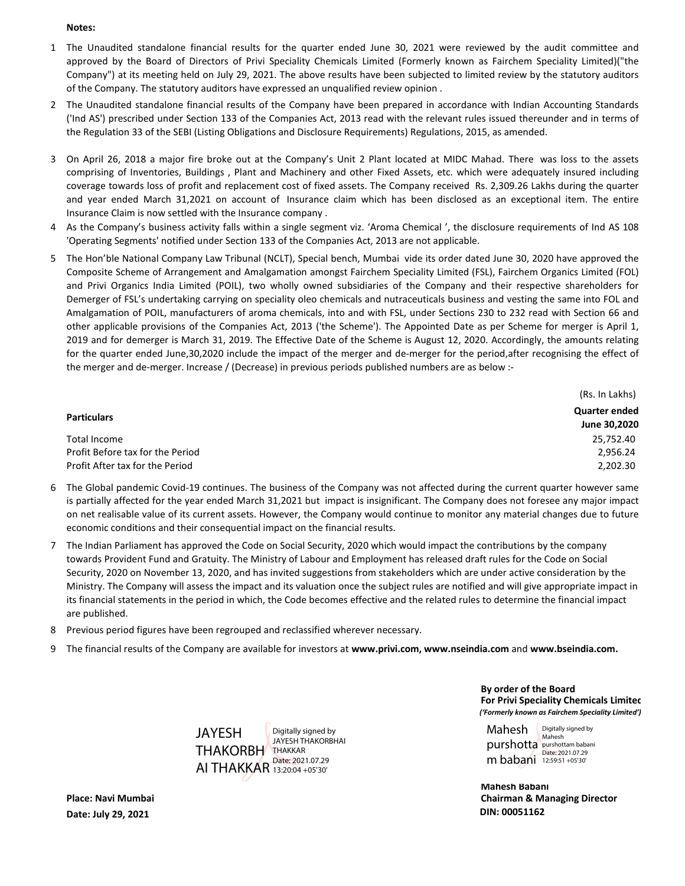**Notes:**

1. The Unaudited standalone financial results for the quarter ended June 30, 2021 were reviewed by the audit committee and approved by the Board of Directors of Privi Speciality Chemicals Limited (Formerly known as Fairchem Speciality Limited)("the Company") at its meeting held on July 29, 2021. The above results have been subjected to limited review by the statutory auditors of the Company. The statutory auditors have expressed an unqualified review opinion .

2. The Unaudited standalone financial results of the Company have been prepared in accordance with Indian Accounting Standards ('Ind AS') prescribed under Section 133 of the Companies Act, 2013 read with the relevant rules issued thereunder and in terms of the Regulation 33 of the SEBI (Listing Obligations and Disclosure Requirements) Regulations, 2015, as amended.

3. On April 26, 2018 a major fire broke out at the Company's Unit 2 Plant located at MIDC Mahad. There was loss to the assets comprising of Inventories, Buildings , Plant and Machinery and other Fixed Assets, etc. which were adequately insured including coverage towards loss of profit and replacement cost of fixed assets. The Company received Rs. 2,309.26 Lakhs during the quarter and year ended March 31,2021 on account of Insurance claim which has been disclosed as an exceptional item. The entire Insurance Claim is now settled with the Insurance company .

4. As the Company's business activity falls within a single segment viz. 'Aroma Chemical ', the disclosure requirements of Ind AS 108 'Operating Segments' notified under Section 133 of the Companies Act, 2013 are not applicable.

5. The Hon'ble National Company Law Tribunal (NCLT), Special bench, Mumbai vide its order dated June 30, 2020 have approved the Composite Scheme of Arrangement and Amalgamation amongst Fairchem Speciality Limited (FSL), Fairchem Organics Limited (FOL) and Privi Organics India Limited (POIL), two wholly owned subsidiaries of the Company and their respective shareholders for Demerger of FSL's undertaking carrying on speciality oleo chemicals and nutraceuticals business and vesting the same into FOL and Amalgamation of POIL, manufacturers of aroma chemicals, into and with FSL, under Sections 230 to 232 read with Section 66 and other applicable provisions of the Companies Act, 2013 ('the Scheme'). The Appointed Date as per Scheme for merger is April 1, 2019 and for demerger is March 31, 2019. The Effective Date of the Scheme is August 12, 2020. Accordingly, the amounts relating for the quarter ended June,30,2020 include the impact of the merger and de-merger for the period,after recognising the effect of the merger and de-merger. Increase / (Decrease) in previous periods published numbers are as below :-

(Rs. In Lakhs)

| **Particulars** | **Quarter ended June 30,2020** |
|---|---|
| Total Income | 25,752.40 |
| Profit Before tax for the Period | 2,956.24 |
| Profit After tax for the Period | 2,202.30 |

6. The Global pandemic Covid-19 continues. The business of the Company was not affected during the current quarter however same is partially affected for the year ended March 31,2021 but impact is insignificant. The Company does not foresee any major impact on net realisable value of its current assets. However, the Company would continue to monitor any material changes due to future economic conditions and their consequential impact on the financial results.

7. The Indian Parliament has approved the Code on Social Security, 2020 which would impact the contributions by the company towards Provident Fund and Gratuity. The Ministry of Labour and Employment has released draft rules for the Code on Social Security, 2020 on November 13, 2020, and has invited suggestions from stakeholders which are under active consideration by the Ministry. The Company will assess the impact and its valuation once the subject rules are notified and will give appropriate impact in its financial statements in the period in which, the Code becomes effective and the related rules to determine the financial impact are published.

8. Previous period figures have been regrouped and reclassified wherever necessary.

9. The financial results of the Company are available for investors at **www.privi.com, www.nseindia.com** and **www.bseindia.com.**

JAYESH THAKORBHAI THAKKAR — Digitally signed by JAYESH THAKORBHAI THAKKAR Date: 2021.07.29 13:20:04 +05'30'

**By order of the Board**
**For Privi Speciality Chemicals Limited**
***('Formerly known as Fairchem Speciality Limited')***

Mahesh purshottam babani — Digitally signed by Mahesh purshottam babani Date: 2021.07.29 12:59:51 +05'30'

**Mahesh Babani**
**Chairman & Managing Director**
**DIN: 00051162**

**Place: Navi Mumbai**
**Date: July 29, 2021**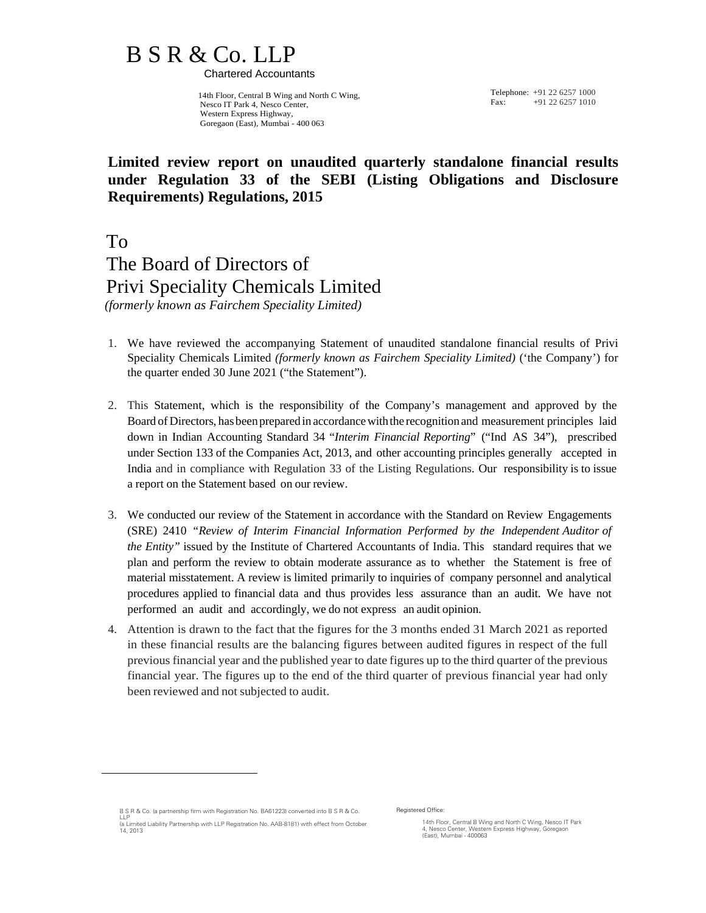# B S R & Co. LLP

Chartered Accountants

14th Floor, Central B Wing and North C Wing,
Nesco IT Park 4, Nesco Center,
Western Express Highway,
Goregaon (East), Mumbai - 400 063

Telephone: +91 22 6257 1000
Fax: +91 22 6257 1010

## Limited review report on unaudited quarterly standalone financial results under Regulation 33 of the SEBI (Listing Obligations and Disclosure Requirements) Regulations, 2015

To
The Board of Directors of
Privi Speciality Chemicals Limited
*(formerly known as Fairchem Speciality Limited)*

1. We have reviewed the accompanying Statement of unaudited standalone financial results of Privi Speciality Chemicals Limited *(formerly known as Fairchem Speciality Limited)* ('the Company') for the quarter ended 30 June 2021 ("the Statement").

2. This Statement, which is the responsibility of the Company's management and approved by the Board of Directors, has been prepared in accordance with the recognition and measurement principles laid down in Indian Accounting Standard 34 "*Interim Financial Reporting*" ("Ind AS 34"), prescribed under Section 133 of the Companies Act, 2013, and other accounting principles generally accepted in India and in compliance with Regulation 33 of the Listing Regulations. Our responsibility is to issue a report on the Statement based on our review.

3. We conducted our review of the Statement in accordance with the Standard on Review Engagements (SRE) 2410 "*Review of Interim Financial Information Performed by the Independent Auditor of the Entity"* issued by the Institute of Chartered Accountants of India. This standard requires that we plan and perform the review to obtain moderate assurance as to whether the Statement is free of material misstatement. A review is limited primarily to inquiries of company personnel and analytical procedures applied to financial data and thus provides less assurance than an audit. We have not performed an audit and accordingly, we do not express an audit opinion.

4. Attention is drawn to the fact that the figures for the 3 months ended 31 March 2021 as reported in these financial results are the balancing figures between audited figures in respect of the full previous financial year and the published year to date figures up to the third quarter of the previous financial year. The figures up to the end of the third quarter of previous financial year had only been reviewed and not subjected to audit.

B S R & Co. (a partnership firm with Registration No. BA61223) converted into B S R & Co. LLP
(a Limited Liability Partnership with LLP Registration No. AAB-8181) with effect from October 14, 2013

Registered Office:

14th Floor, Central B Wing and North C Wing, Nesco IT Park 4, Nesco Center, Western Express Highway, Goregaon (East), Mumbai - 400063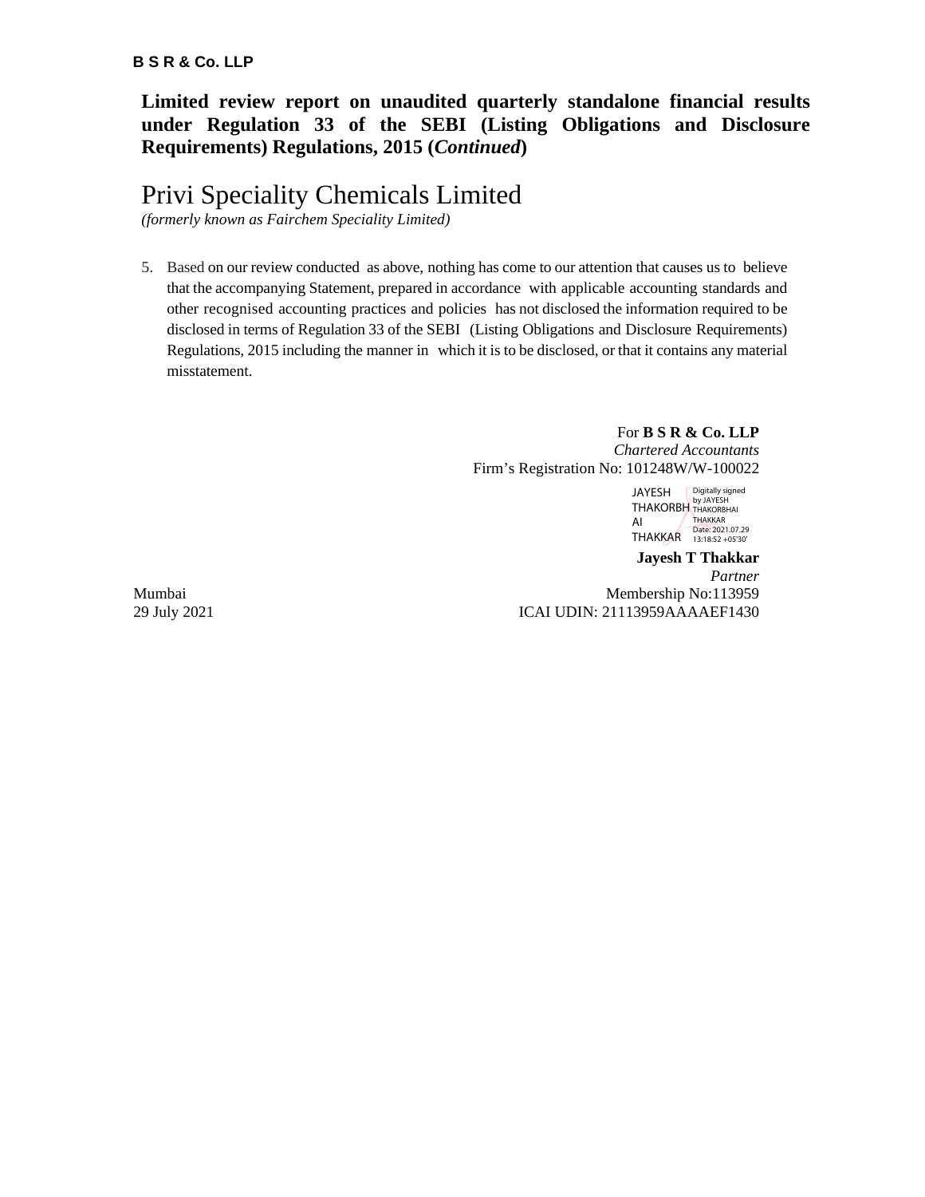**Limited review report on unaudited quarterly standalone financial results under Regulation 33 of the SEBI (Listing Obligations and Disclosure Requirements) Regulations, 2015 (*Continued*)**

# Privi Speciality Chemicals Limited

*(formerly known as Fairchem Speciality Limited)*

5. Based on our review conducted as above, nothing has come to our attention that causes us to believe that the accompanying Statement, prepared in accordance with applicable accounting standards and other recognised accounting practices and policies has not disclosed the information required to be disclosed in terms of Regulation 33 of the SEBI (Listing Obligations and Disclosure Requirements) Regulations, 2015 including the manner in which it is to be disclosed, or that it contains any material misstatement.

For **B S R & Co. LLP**
*Chartered Accountants*
Firm's Registration No: 101248W/W-100022

JAYESH THAKORBHAI THAKKAR — Digitally signed by JAYESH THAKORBHAI THAKKAR Date: 2021.07.29 13:18:52 +05'30'

**Jayesh T Thakkar**
*Partner*
Membership No:113959
ICAI UDIN: 21113959AAAAEF1430

Mumbai
29 July 2021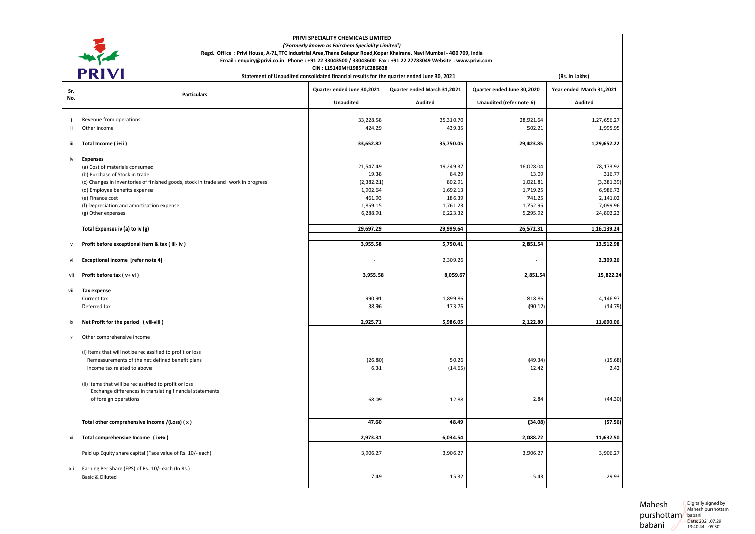# PRIVI SPECIALITY CHEMICALS LIMITED

*('Formerly known as Fairchem Speciality Limited')*

Regd. Office : Privi House, A-71,TTC Industrial Area,Thane Belapur Road,Kopar Khairane, Navi Mumbai - 400 709, India

Email : enquiry@privi.co.in Phone : +91 22 33043500 / 33043600 Fax : +91 22 27783049 Website : www.privi.com

CIN : L15140MH1985PLC286828

**Statement of Unaudited consolidated financial results for the quarter ended June 30, 2021** (Rs. In Lakhs)

| Sr. No. | Particulars | Quarter ended June 30,2021 | Quarter ended March 31,2021 | Quarter ended June 30,2020 | Year ended March 31,2021 |
|---|---|---|---|---|---|
| | | Unaudited | Audited | Unaudited (refer note 6) | Audited |
| i | Revenue from operations | 33,228.58 | 35,310.70 | 28,921.64 | 1,27,656.27 |
| ii | Other income | 424.29 | 439.35 | 502.21 | 1,995.95 |
| iii | **Total Income ( i+ii )** | **33,652.87** | **35,750.05** | **29,423.85** | **1,29,652.22** |
| iv | **Expenses** | | | | |
| | (a) Cost of materials consumed | 21,547.49 | 19,249.37 | 16,028.04 | 78,173.92 |
| | (b) Purchase of Stock in trade | 19.38 | 84.29 | 13.09 | 316.77 |
| | (c) Changes in inventories of finished goods, stock in trade and work in progress | (2,382.21) | 802.91 | 1,021.81 | (3,381.39) |
| | (d) Employee benefits expense | 1,902.64 | 1,692.13 | 1,719.25 | 6,986.73 |
| | (e) Finance cost | 461.93 | 186.39 | 741.25 | 2,141.02 |
| | (f) Depreciation and amortisation expense | 1,859.15 | 1,761.23 | 1,752.95 | 7,099.96 |
| | (g) Other expenses | 6,288.91 | 6,223.32 | 5,295.92 | 24,802.23 |
| | **Total Expenses iv (a) to iv (g)** | **29,697.29** | **29,999.64** | **26,572.31** | **1,16,139.24** |
| v | **Profit before exceptional item & tax ( iii- iv )** | **3,955.58** | **5,750.41** | **2,851.54** | **13,512.98** |
| vi | **Exceptional income [refer note 4]** | - | 2,309.26 | - | **2,309.26** |
| vii | **Profit before tax ( v+ vi )** | **3,955.58** | **8,059.67** | **2,851.54** | **15,822.24** |
| viii | **Tax expense** | | | | |
| | Current tax | 990.91 | 1,899.86 | 818.86 | 4,146.97 |
| | Deferred tax | 38.96 | 173.76 | (90.12) | (14.79) |
| ix | **Net Profit for the period ( vii-viii )** | **2,925.71** | **5,986.05** | **2,122.80** | **11,690.06** |
| x | Other comprehensive income | | | | |
| | (i) Items that will not be reclassified to profit or loss | | | | |
| | Remeasurements of the net defined benefit plans | (26.80) | 50.26 | (49.34) | (15.68) |
| | Income tax related to above | 6.31 | (14.65) | 12.42 | 2.42 |
| | (ii) Items that will be reclassified to profit or loss | | | | |
| | Exchange differences in translating financial statements of foreign operations | 68.09 | 12.88 | 2.84 | (44.30) |
| | **Total other comprehensive income /(Loss) ( x )** | **47.60** | **48.49** | **(34.08)** | **(57.56)** |
| xi | **Total comprehensive Income ( ix+x )** | **2,973.31** | **6,034.54** | **2,088.72** | **11,632.50** |
| | Paid up Equity share capital (Face value of Rs. 10/- each) | 3,906.27 | 3,906.27 | 3,906.27 | 3,906.27 |
| xii | Earning Per Share (EPS) of Rs. 10/- each (In Rs.) | | | | |
| | Basic & Diluted | 7.49 | 15.32 | 5.43 | 29.93 |

Mahesh purshottam babani

Digitally signed by Mahesh purshottam babani
Date: 2021.07.29 13:40:44 +05'30'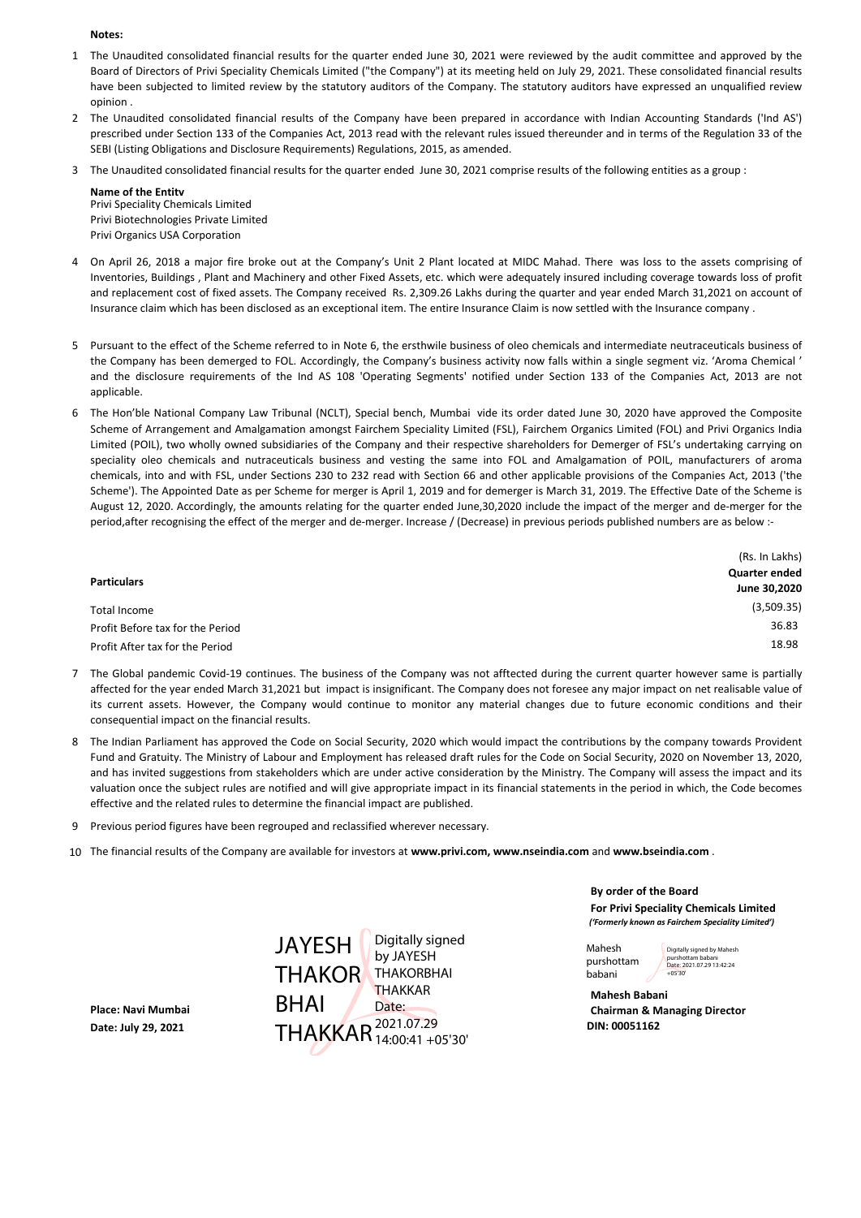**Notes:**

1. The Unaudited consolidated financial results for the quarter ended June 30, 2021 were reviewed by the audit committee and approved by the Board of Directors of Privi Speciality Chemicals Limited ("the Company") at its meeting held on July 29, 2021. These consolidated financial results have been subjected to limited review by the statutory auditors of the Company. The statutory auditors have expressed an unqualified review opinion .
2. The Unaudited consolidated financial results of the Company have been prepared in accordance with Indian Accounting Standards ('Ind AS') prescribed under Section 133 of the Companies Act, 2013 read with the relevant rules issued thereunder and in terms of the Regulation 33 of the SEBI (Listing Obligations and Disclosure Requirements) Regulations, 2015, as amended.
3. The Unaudited consolidated financial results for the quarter ended June 30, 2021 comprise results of the following entities as a group :

   **Name of the Entity**
   Privi Speciality Chemicals Limited
   Privi Biotechnologies Private Limited
   Privi Organics USA Corporation

4. On April 26, 2018 a major fire broke out at the Company's Unit 2 Plant located at MIDC Mahad. There was loss to the assets comprising of Inventories, Buildings , Plant and Machinery and other Fixed Assets, etc. which were adequately insured including coverage towards loss of profit and replacement cost of fixed assets. The Company received Rs. 2,309.26 Lakhs during the quarter and year ended March 31,2021 on account of Insurance claim which has been disclosed as an exceptional item. The entire Insurance Claim is now settled with the Insurance company .
5. Pursuant to the effect of the Scheme referred to in Note 6, the ersthwile business of oleo chemicals and intermediate neutraceuticals business of the Company has been demerged to FOL. Accordingly, the Company's business activity now falls within a single segment viz. 'Aroma Chemical ' and the disclosure requirements of the Ind AS 108 'Operating Segments' notified under Section 133 of the Companies Act, 2013 are not applicable.
6. The Hon'ble National Company Law Tribunal (NCLT), Special bench, Mumbai vide its order dated June 30, 2020 have approved the Composite Scheme of Arrangement and Amalgamation amongst Fairchem Speciality Limited (FSL), Fairchem Organics Limited (FOL) and Privi Organics India Limited (POIL), two wholly owned subsidiaries of the Company and their respective shareholders for Demerger of FSL's undertaking carrying on speciality oleo chemicals and nutraceuticals business and vesting the same into FOL and Amalgamation of POIL, manufacturers of aroma chemicals, into and with FSL, under Sections 230 to 232 read with Section 66 and other applicable provisions of the Companies Act, 2013 ('the Scheme'). The Appointed Date as per Scheme for merger is April 1, 2019 and for demerger is March 31, 2019. The Effective Date of the Scheme is August 12, 2020. Accordingly, the amounts relating for the quarter ended June,30,2020 include the impact of the merger and de-merger for the period,after recognising the effect of the merger and de-merger. Increase / (Decrease) in previous periods published numbers are as below :-

(Rs. In Lakhs)

| **Particulars** | **Quarter ended June 30,2020** |
|---|---|
| Total Income | (3,509.35) |
| Profit Before tax for the Period | 36.83 |
| Profit After tax for the Period | 18.98 |

7. The Global pandemic Covid-19 continues. The business of the Company was not afftected during the current quarter however same is partially affected for the year ended March 31,2021 but impact is insignificant. The Company does not foresee any major impact on net realisable value of its current assets. However, the Company would continue to monitor any material changes due to future economic conditions and their consequential impact on the financial results.
8. The Indian Parliament has approved the Code on Social Security, 2020 which would impact the contributions by the company towards Provident Fund and Gratuity. The Ministry of Labour and Employment has released draft rules for the Code on Social Security, 2020 on November 13, 2020, and has invited suggestions from stakeholders which are under active consideration by the Ministry. The Company will assess the impact and its valuation once the subject rules are notified and will give appropriate impact in its financial statements in the period in which, the Code becomes effective and the related rules to determine the financial impact are published.
9. Previous period figures have been regrouped and reclassified wherever necessary.
10. The financial results of the Company are available for investors at **www.privi.com, www.nseindia.com** and **www.bseindia.com** .

**By order of the Board**
**For Privi Speciality Chemicals Limited**
***('Formerly known as Fairchem Speciality Limited')***

JAYESH THAKORBHAI THAKKAR — Digitally signed by JAYESH THAKORBHAI THAKKAR Date: 2021.07.29 14:00:41 +05'30'

Mahesh purshottam babani — Digitally signed by Mahesh purshottam babani Date: 2021.07.29 13:42:24 +05'30'

**Place: Navi Mumbai**
**Date: July 29, 2021**

**Mahesh Babani**
**Chairman & Managing Director**
**DIN: 00051162**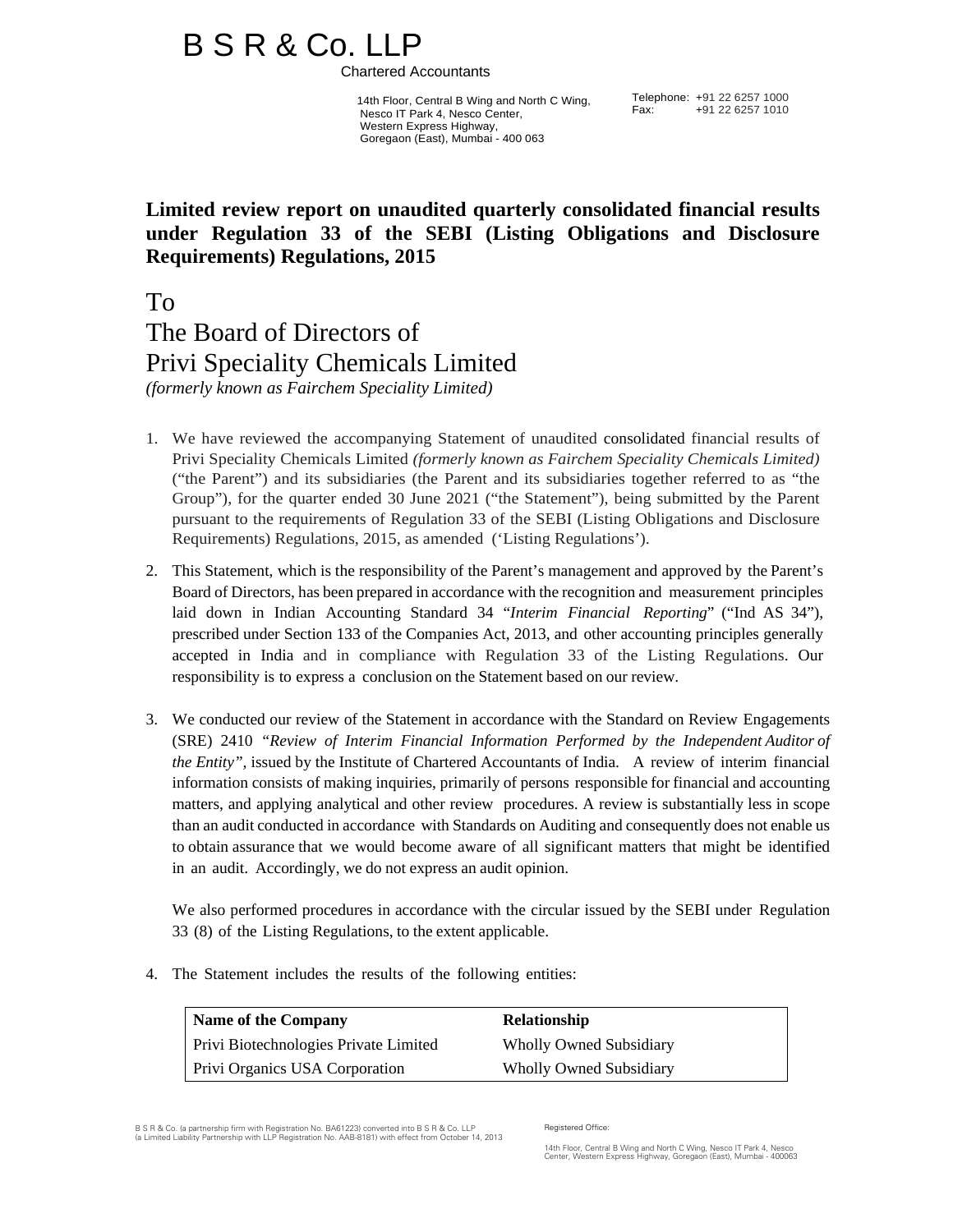# B S R & Co. LLP

Chartered Accountants

14th Floor, Central B Wing and North C Wing,
Nesco IT Park 4, Nesco Center,
Western Express Highway,
Goregaon (East), Mumbai - 400 063

Telephone: +91 22 6257 1000
Fax: +91 22 6257 1010

**Limited review report on unaudited quarterly consolidated financial results under Regulation 33 of the SEBI (Listing Obligations and Disclosure Requirements) Regulations, 2015**

To
The Board of Directors of
Privi Speciality Chemicals Limited
*(formerly known as Fairchem Speciality Limited)*

1. We have reviewed the accompanying Statement of unaudited consolidated financial results of Privi Speciality Chemicals Limited *(formerly known as Fairchem Speciality Chemicals Limited)* ("the Parent") and its subsidiaries (the Parent and its subsidiaries together referred to as "the Group"), for the quarter ended 30 June 2021 ("the Statement"), being submitted by the Parent pursuant to the requirements of Regulation 33 of the SEBI (Listing Obligations and Disclosure Requirements) Regulations, 2015, as amended ('Listing Regulations').

2. This Statement, which is the responsibility of the Parent's management and approved by the Parent's Board of Directors, has been prepared in accordance with the recognition and measurement principles laid down in Indian Accounting Standard 34 "*Interim Financial Reporting*" ("Ind AS 34"), prescribed under Section 133 of the Companies Act, 2013, and other accounting principles generally accepted in India and in compliance with Regulation 33 of the Listing Regulations. Our responsibility is to express a conclusion on the Statement based on our review.

3. We conducted our review of the Statement in accordance with the Standard on Review Engagements (SRE) 2410 *"Review of Interim Financial Information Performed by the Independent Auditor of the Entity"*, issued by the Institute of Chartered Accountants of India. A review of interim financial information consists of making inquiries, primarily of persons responsible for financial and accounting matters, and applying analytical and other review procedures. A review is substantially less in scope than an audit conducted in accordance with Standards on Auditing and consequently does not enable us to obtain assurance that we would become aware of all significant matters that might be identified in an audit. Accordingly, we do not express an audit opinion.

   We also performed procedures in accordance with the circular issued by the SEBI under Regulation 33 (8) of the Listing Regulations, to the extent applicable.

4. The Statement includes the results of the following entities:

| Name of the Company | Relationship |
|---|---|
| Privi Biotechnologies Private Limited | Wholly Owned Subsidiary |
| Privi Organics USA Corporation | Wholly Owned Subsidiary |

B S R & Co. (a partnership firm with Registration No. BA61223) converted into B S R & Co. LLP (a Limited Liability Partnership with LLP Registration No. AAB-8181) with effect from October 14, 2013

Registered Office:

14th Floor, Central B Wing and North C Wing, Nesco IT Park 4, Nesco Center, Western Express Highway, Goregaon (East), Mumbai - 400063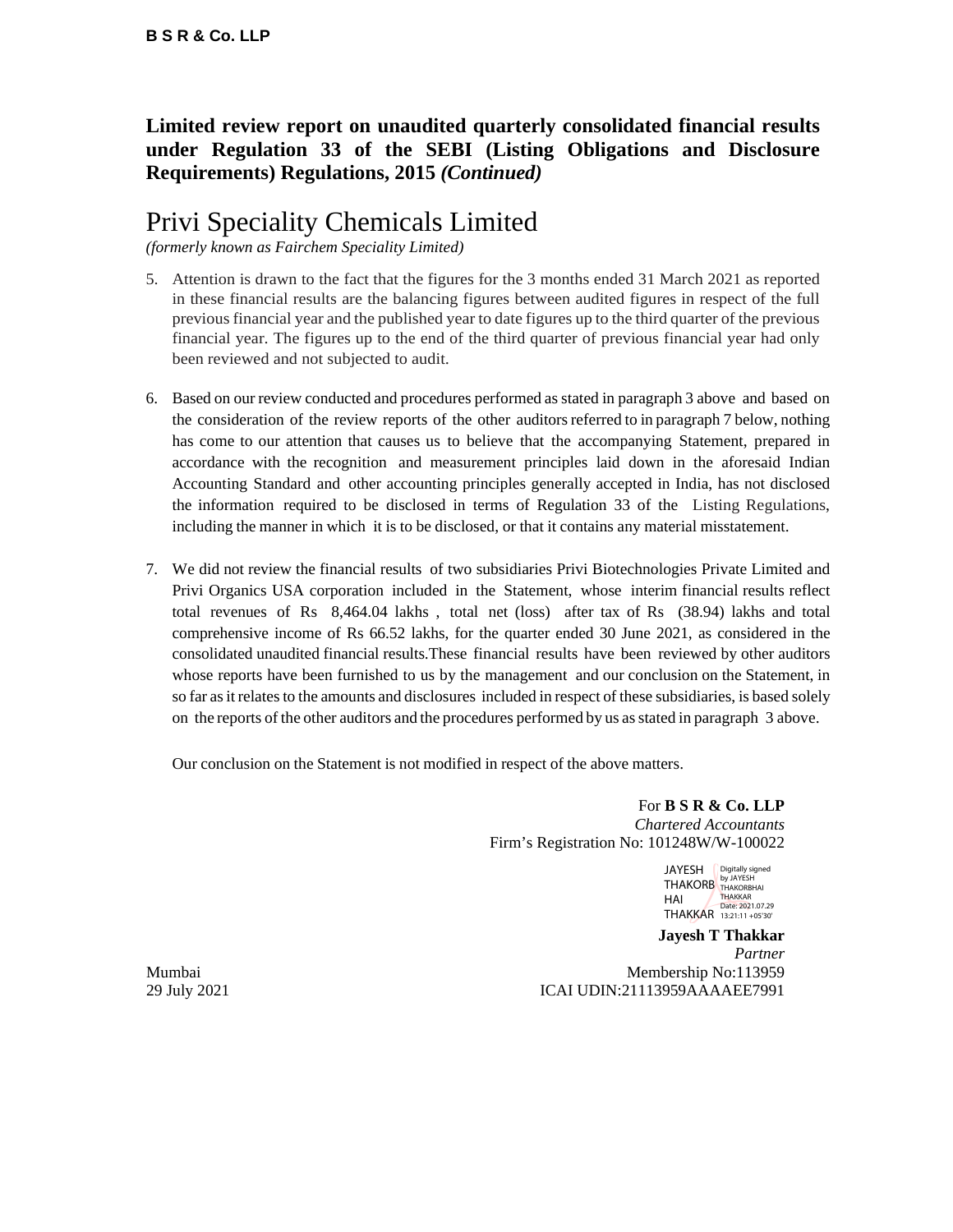**Limited review report on unaudited quarterly consolidated financial results under Regulation 33 of the SEBI (Listing Obligations and Disclosure Requirements) Regulations, 2015 *(Continued)***

# Privi Speciality Chemicals Limited

*(formerly known as Fairchem Speciality Limited)*

5. Attention is drawn to the fact that the figures for the 3 months ended 31 March 2021 as reported in these financial results are the balancing figures between audited figures in respect of the full previous financial year and the published year to date figures up to the third quarter of the previous financial year. The figures up to the end of the third quarter of previous financial year had only been reviewed and not subjected to audit.

6. Based on our review conducted and procedures performed as stated in paragraph 3 above and based on the consideration of the review reports of the other auditors referred to in paragraph 7 below, nothing has come to our attention that causes us to believe that the accompanying Statement, prepared in accordance with the recognition and measurement principles laid down in the aforesaid Indian Accounting Standard and other accounting principles generally accepted in India, has not disclosed the information required to be disclosed in terms of Regulation 33 of the Listing Regulations, including the manner in which it is to be disclosed, or that it contains any material misstatement.

7. We did not review the financial results of two subsidiaries Privi Biotechnologies Private Limited and Privi Organics USA corporation included in the Statement, whose interim financial results reflect total revenues of Rs 8,464.04 lakhs , total net (loss) after tax of Rs (38.94) lakhs and total comprehensive income of Rs 66.52 lakhs, for the quarter ended 30 June 2021, as considered in the consolidated unaudited financial results.These financial results have been reviewed by other auditors whose reports have been furnished to us by the management and our conclusion on the Statement, in so far as it relates to the amounts and disclosures included in respect of these subsidiaries, is based solely on the reports of the other auditors and the procedures performed by us as stated in paragraph 3 above.

   Our conclusion on the Statement is not modified in respect of the above matters.

For **B S R & Co. LLP**
*Chartered Accountants*
Firm's Registration No: 101248W/W-100022

JAYESH THAKORBHAI THAKKAR
Digitally signed by JAYESH THAKORBHAI THAKKAR
Date: 2021.07.29 13:21:11 +05'30'

**Jayesh T Thakkar**
*Partner*
Membership No:113959
ICAI UDIN:21113959AAAAEE7991

Mumbai
29 July 2021